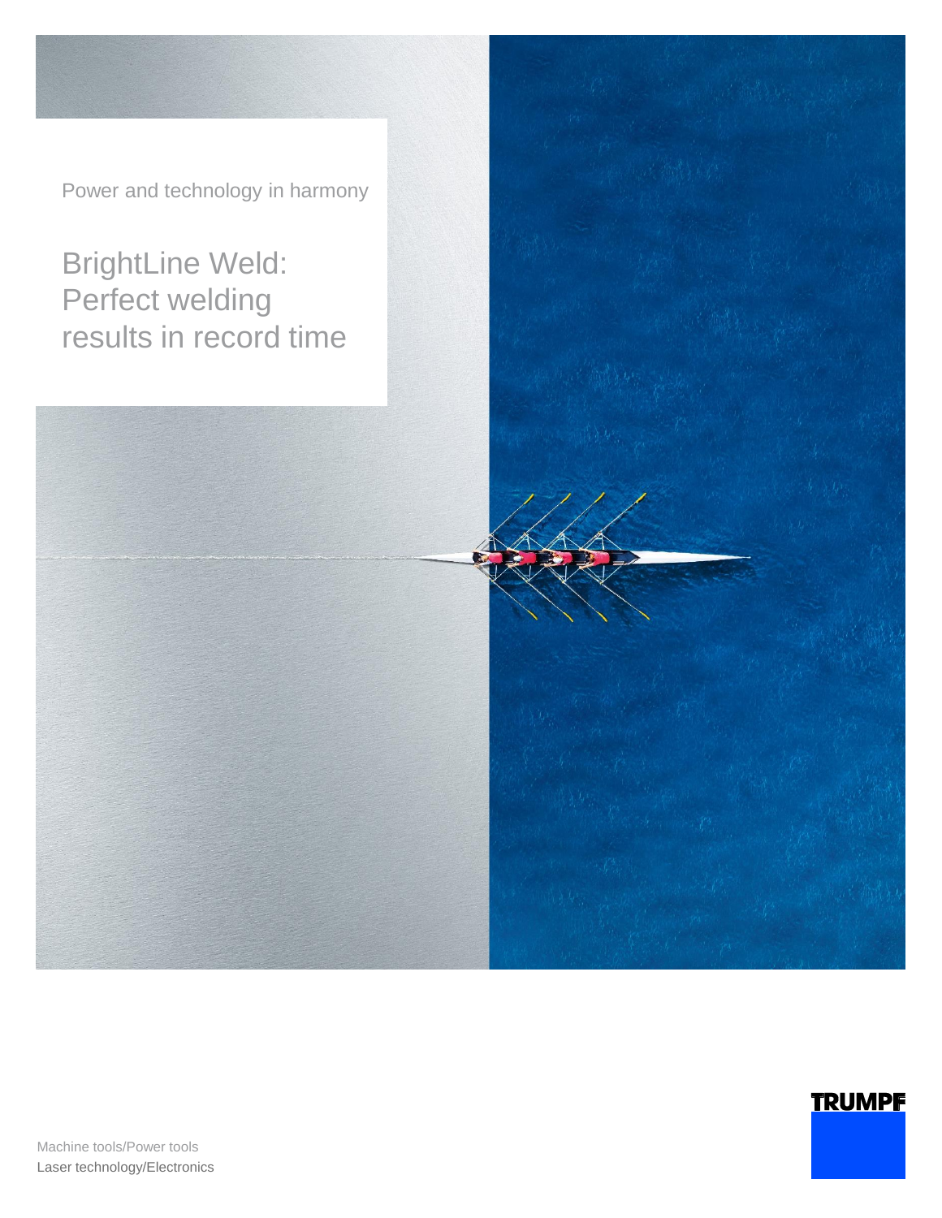Power and technology in harmony

# BrightLine Weld: Perfect welding results in record time

TRUMPF

Machine tools/Power tools
Laser technology/Electronics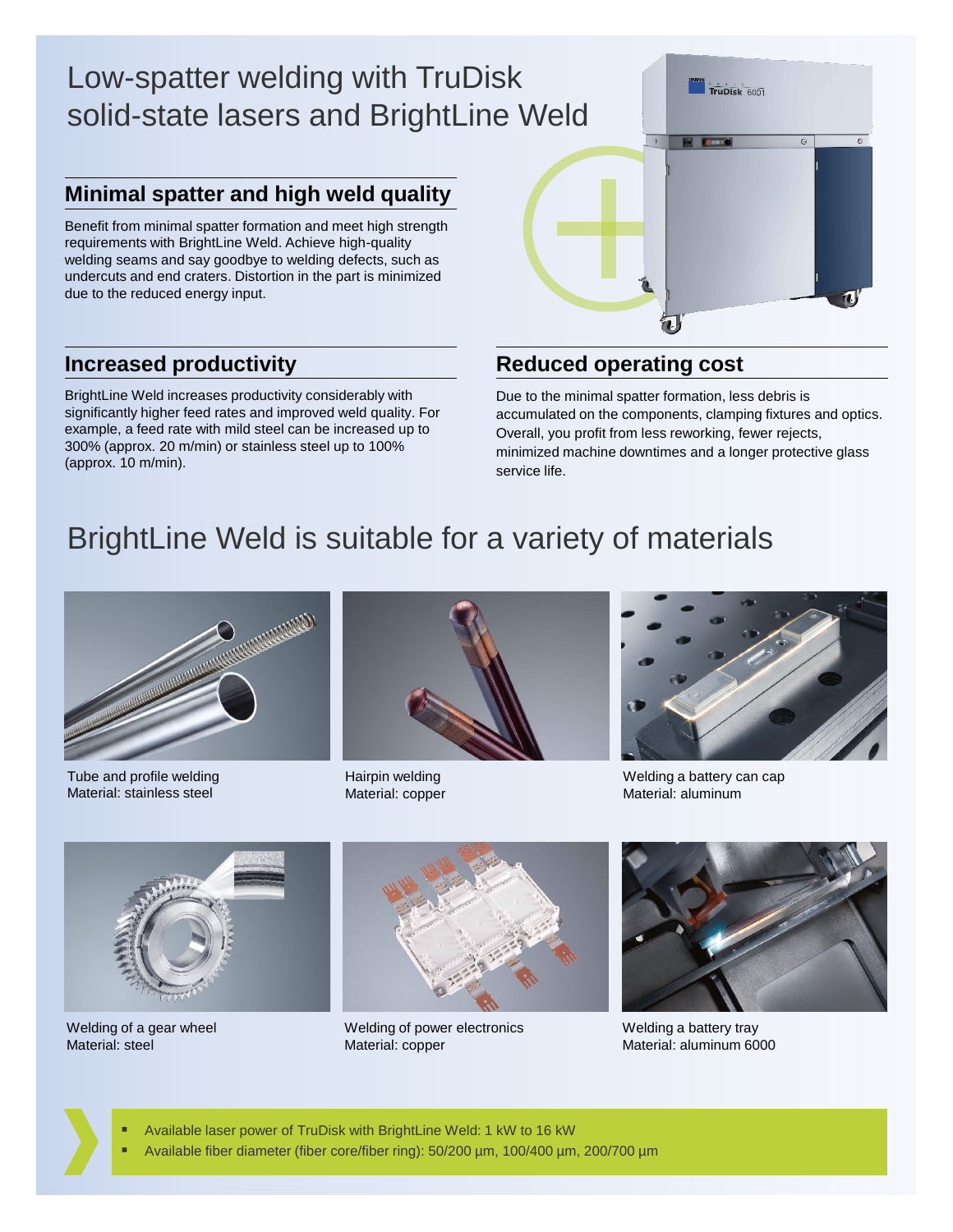# Low-spatter welding with TruDisk solid-state lasers and BrightLine Weld

## Minimal spatter and high weld quality

Benefit from minimal spatter formation and meet high strength requirements with BrightLine Weld. Achieve high-quality welding seams and say goodbye to welding defects, such as undercuts and end craters. Distortion in the part is minimized due to the reduced energy input.

## Increased productivity

BrightLine Weld increases productivity considerably with significantly higher feed rates and improved weld quality. For example, a feed rate with mild steel can be increased up to 300% (approx. 20 m/min) or stainless steel up to 100% (approx. 10 m/min).

## Reduced operating cost

Due to the minimal spatter formation, less debris is accumulated on the components, clamping fixtures and optics. Overall, you profit from less reworking, fewer rejects, minimized machine downtimes and a longer protective glass service life.

# BrightLine Weld is suitable for a variety of materials

Tube and profile welding
Material: stainless steel

Hairpin welding
Material: copper

Welding a battery can cap
Material: aluminum

Welding of a gear wheel
Material: steel

Welding of power electronics
Material: copper

Welding a battery tray
Material: aluminum 6000

- Available laser power of TruDisk with BrightLine Weld: 1 kW to 16 kW
- Available fiber diameter (fiber core/fiber ring): 50/200 µm, 100/400 µm, 200/700 µm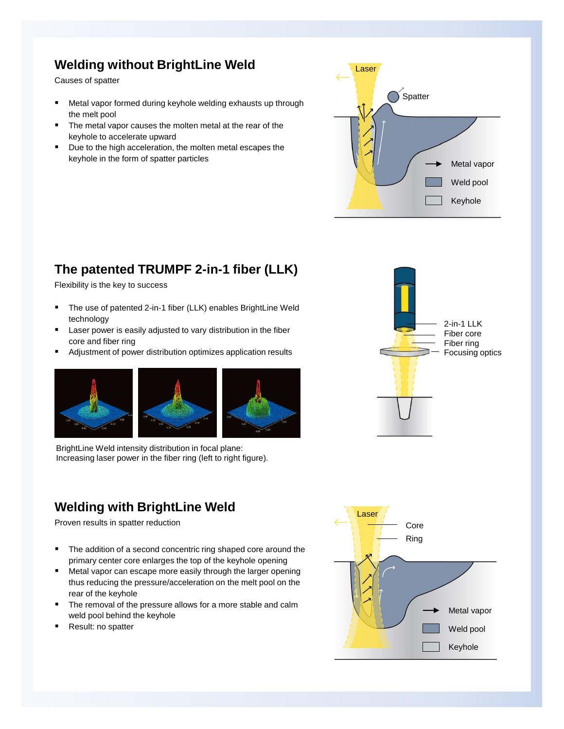## Welding without BrightLine Weld

Causes of spatter

- Metal vapor formed during keyhole welding exhausts up through the melt pool
- The metal vapor causes the molten metal at the rear of the keyhole to accelerate upward
- Due to the high acceleration, the molten metal escapes the keyhole in the form of spatter particles

Laser

Spatter

Metal vapor

Weld pool

Keyhole

## The patented TRUMPF 2-in-1 fiber (LLK)

Flexibility is the key to success

- The use of patented 2-in-1 fiber (LLK) enables BrightLine Weld technology
- Laser power is easily adjusted to vary distribution in the fiber core and fiber ring
- Adjustment of power distribution optimizes application results

BrightLine Weld intensity distribution in focal plane:
Increasing laser power in the fiber ring (left to right figure).

2-in-1 LLK

Fiber core

Fiber ring

Focusing optics

## Welding with BrightLine Weld

Proven results in spatter reduction

- The addition of a second concentric ring shaped core around the primary center core enlarges the top of the keyhole opening
- Metal vapor can escape more easily through the larger opening thus reducing the pressure/acceleration on the melt pool on the rear of the keyhole
- The removal of the pressure allows for a more stable and calm weld pool behind the keyhole
- Result: no spatter

Laser

Core

Ring

Metal vapor

Weld pool

Keyhole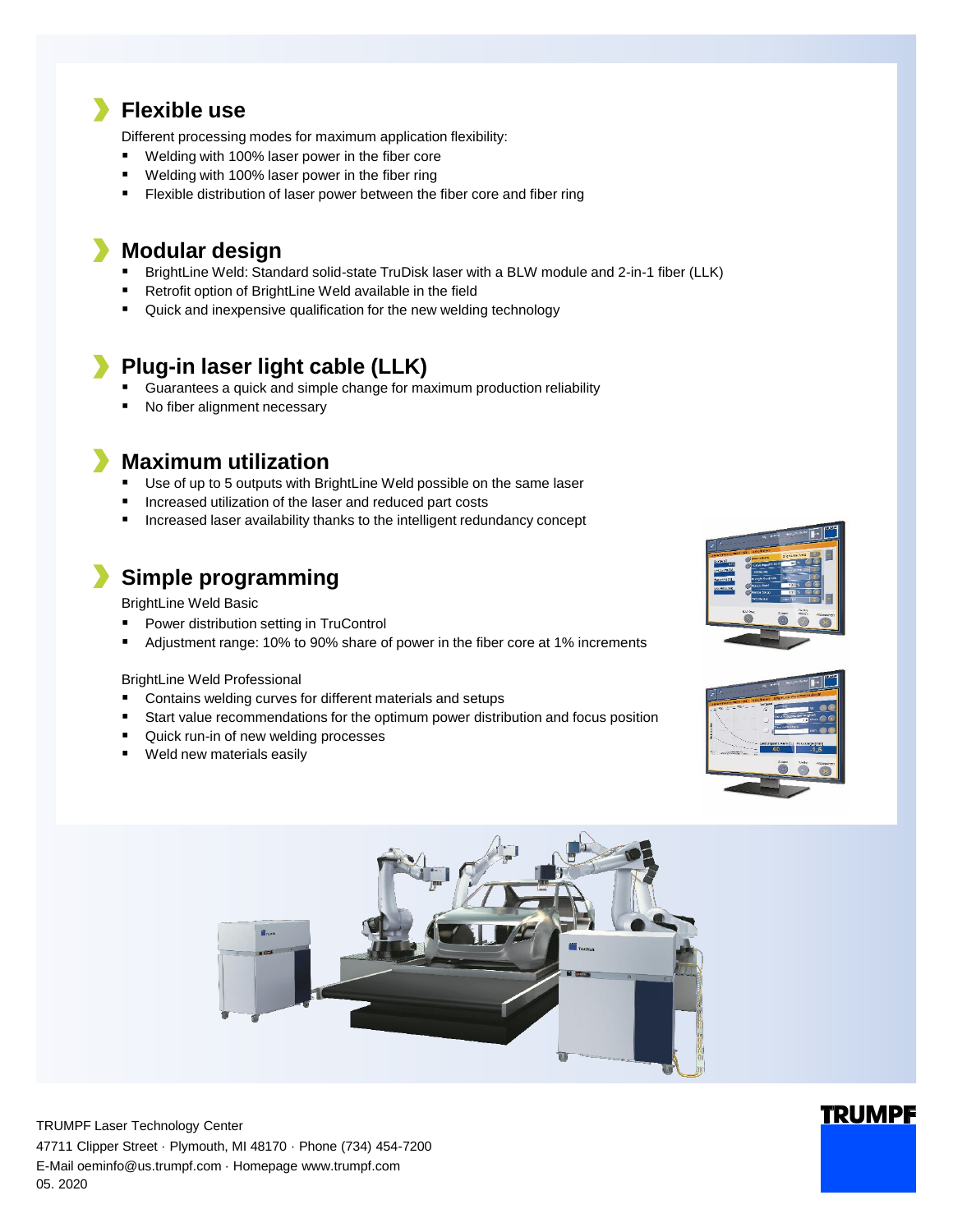## Flexible use

Different processing modes for maximum application flexibility:

- Welding with 100% laser power in the fiber core
- Welding with 100% laser power in the fiber ring
- Flexible distribution of laser power between the fiber core and fiber ring

## Modular design

- BrightLine Weld: Standard solid-state TruDisk laser with a BLW module and 2-in-1 fiber (LLK)
- Retrofit option of BrightLine Weld available in the field
- Quick and inexpensive qualification for the new welding technology

## Plug-in laser light cable (LLK)

- Guarantees a quick and simple change for maximum production reliability
- No fiber alignment necessary

## Maximum utilization

- Use of up to 5 outputs with BrightLine Weld possible on the same laser
- Increased utilization of the laser and reduced part costs
- Increased laser availability thanks to the intelligent redundancy concept

## Simple programming

BrightLine Weld Basic

- Power distribution setting in TruControl
- Adjustment range: 10% to 90% share of power in the fiber core at 1% increments

BrightLine Weld Professional

- Contains welding curves for different materials and setups
- Start value recommendations for the optimum power distribution and focus position
- Quick run-in of new welding processes
- Weld new materials easily

TRUMPF Laser Technology Center
47711 Clipper Street · Plymouth, MI 48170 · Phone (734) 454-7200
E-Mail oeminfo@us.trumpf.com · Homepage www.trumpf.com
05. 2020

TRUMPF